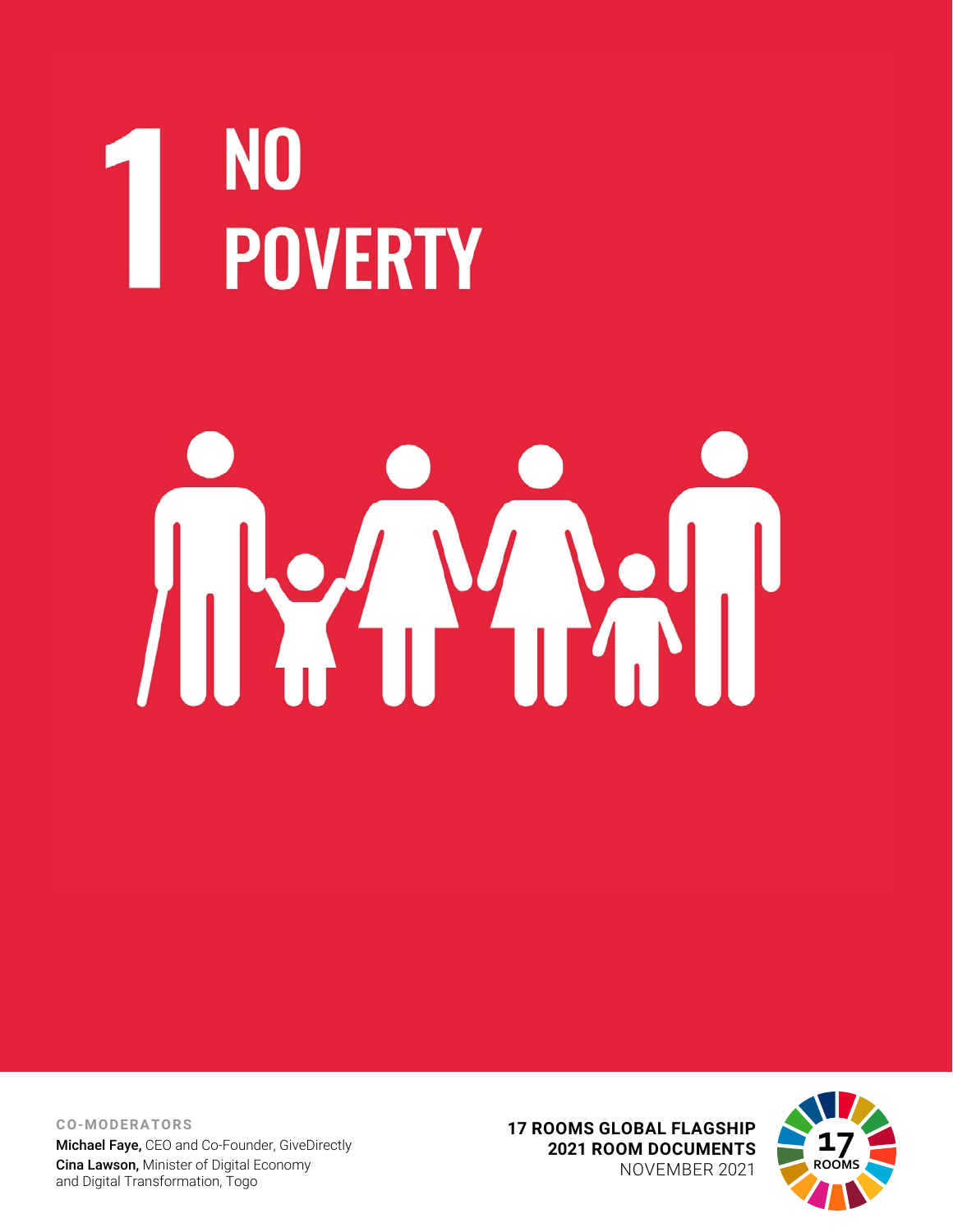# 1 NO POVERTY

**CO-MODERATORS**

**Michael Faye,** CEO and Co-Founder, GiveDirectly
**Cina Lawson,** Minister of Digital Economy and Digital Transformation, Togo

**17 ROOMS GLOBAL FLAGSHIP**
**2021 ROOM DOCUMENTS**
NOVEMBER 2021

17 ROOMS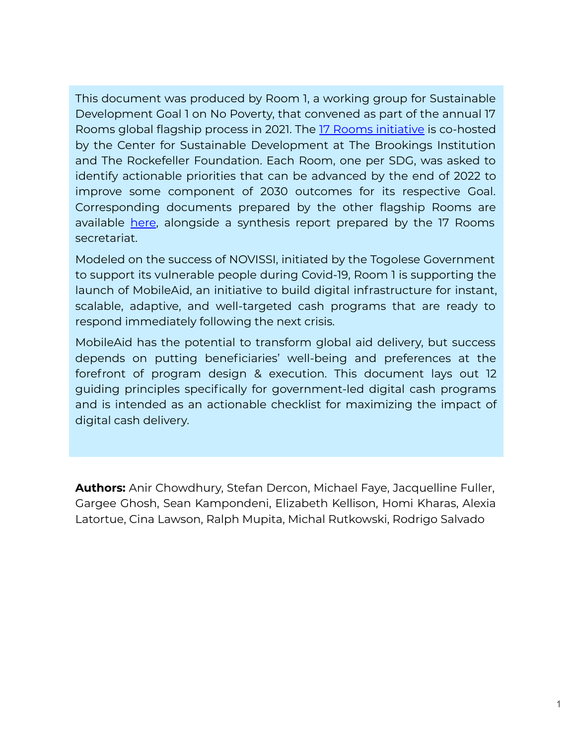This document was produced by Room 1, a working group for Sustainable Development Goal 1 on No Poverty, that convened as part of the annual 17 Rooms global flagship process in 2021. The [17 Rooms initiative] is co-hosted by the Center for Sustainable Development at The Brookings Institution and The Rockefeller Foundation. Each Room, one per SDG, was asked to identify actionable priorities that can be advanced by the end of 2022 to improve some component of 2030 outcomes for its respective Goal. Corresponding documents prepared by the other flagship Rooms are available [here], alongside a synthesis report prepared by the 17 Rooms secretariat.

Modeled on the success of NOVISSI, initiated by the Togolese Government to support its vulnerable people during Covid-19, Room 1 is supporting the launch of MobileAid, an initiative to build digital infrastructure for instant, scalable, adaptive, and well-targeted cash programs that are ready to respond immediately following the next crisis.

MobileAid has the potential to transform global aid delivery, but success depends on putting beneficiaries' well-being and preferences at the forefront of program design & execution. This document lays out 12 guiding principles specifically for government-led digital cash programs and is intended as an actionable checklist for maximizing the impact of digital cash delivery.

**Authors:** Anir Chowdhury, Stefan Dercon, Michael Faye, Jacquelline Fuller, Gargee Ghosh, Sean Kampondeni, Elizabeth Kellison, Homi Kharas, Alexia Latortue, Cina Lawson, Ralph Mupita, Michal Rutkowski, Rodrigo Salvado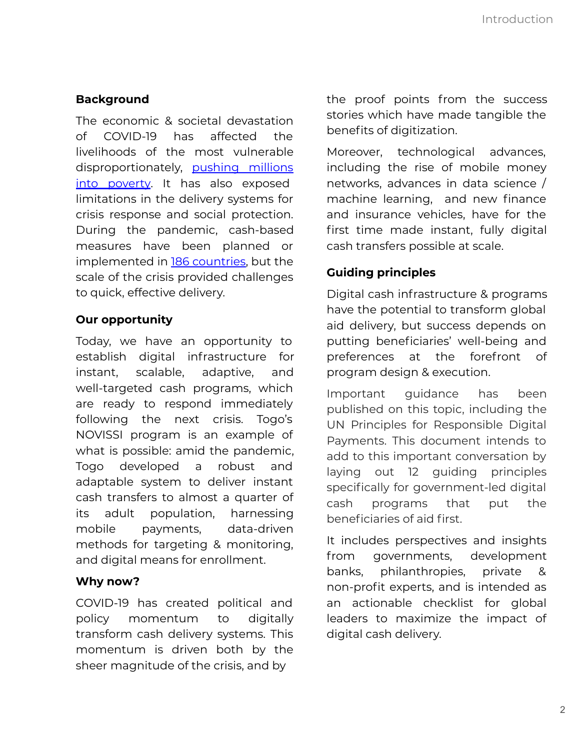## Background

The economic & societal devastation of COVID-19 has affected the livelihoods of the most vulnerable disproportionately, [pushing millions into poverty](). It has also exposed limitations in the delivery systems for crisis response and social protection. During the pandemic, cash-based measures have been planned or implemented in [186 countries](), but the scale of the crisis provided challenges to quick, effective delivery.

## Our opportunity

Today, we have an opportunity to establish digital infrastructure for instant, scalable, adaptive, and well-targeted cash programs, which are ready to respond immediately following the next crisis. Togo's NOVISSI program is an example of what is possible: amid the pandemic, Togo developed a robust and adaptable system to deliver instant cash transfers to almost a quarter of its adult population, harnessing mobile payments, data-driven methods for targeting & monitoring, and digital means for enrollment.

## Why now?

COVID-19 has created political and policy momentum to digitally transform cash delivery systems. This momentum is driven both by the sheer magnitude of the crisis, and by the proof points from the success stories which have made tangible the benefits of digitization.

Moreover, technological advances, including the rise of mobile money networks, advances in data science / machine learning, and new finance and insurance vehicles, have for the first time made instant, fully digital cash transfers possible at scale.

## Guiding principles

Digital cash infrastructure & programs have the potential to transform global aid delivery, but success depends on putting beneficiaries' well-being and preferences at the forefront of program design & execution.

Important guidance has been published on this topic, including the UN Principles for Responsible Digital Payments. This document intends to add to this important conversation by laying out 12 guiding principles specifically for government-led digital cash programs that put the beneficiaries of aid first.

It includes perspectives and insights from governments, development banks, philanthropies, private & non-profit experts, and is intended as an actionable checklist for global leaders to maximize the impact of digital cash delivery.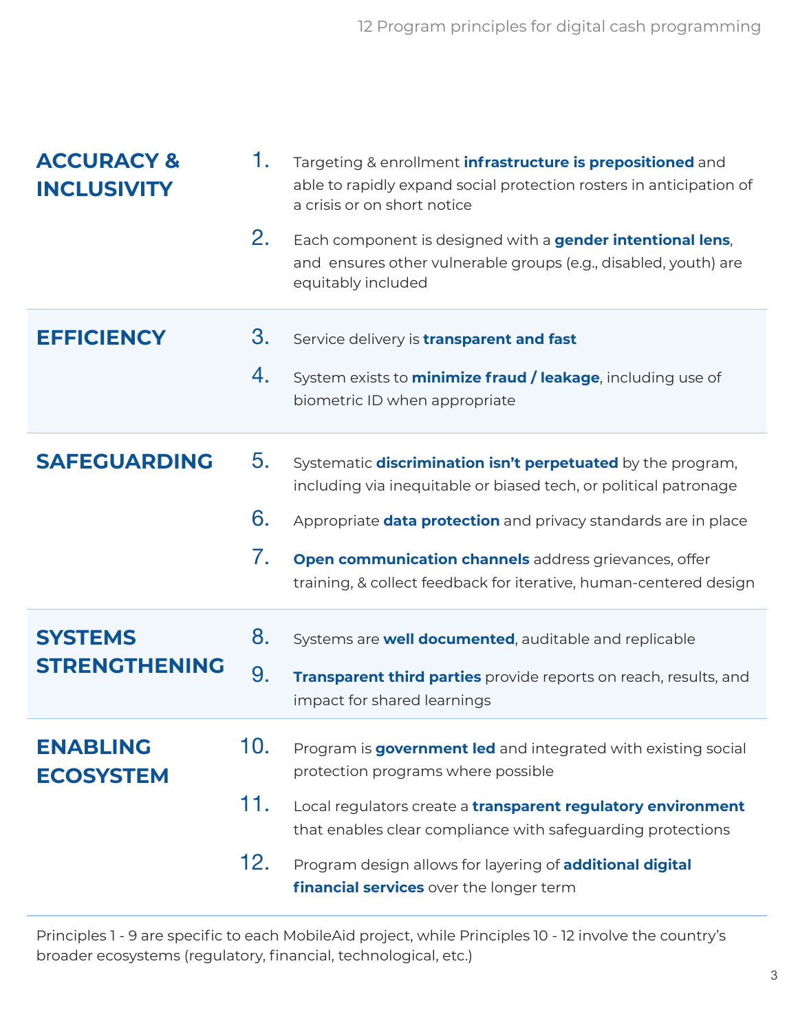# 12 Program principles for digital cash programming

## ACCURACY & INCLUSIVITY

1. Targeting & enrollment **infrastructure is prepositioned** and able to rapidly expand social protection rosters in anticipation of a crisis or on short notice
2. Each component is designed with a **gender intentional lens**, and ensures other vulnerable groups (e.g., disabled, youth) are equitably included

## EFFICIENCY

3. Service delivery is **transparent and fast**
4. System exists to **minimize fraud / leakage**, including use of biometric ID when appropriate

## SAFEGUARDING

5. Systematic **discrimination isn't perpetuated** by the program, including via inequitable or biased tech, or political patronage
6. Appropriate **data protection** and privacy standards are in place
7. **Open communication channels** address grievances, offer training, & collect feedback for iterative, human-centered design

## SYSTEMS STRENGTHENING

8. Systems are **well documented**, auditable and replicable
9. **Transparent third parties** provide reports on reach, results, and impact for shared learnings

## ENABLING ECOSYSTEM

10. Program is **government led** and integrated with existing social protection programs where possible
11. Local regulators create a **transparent regulatory environment** that enables clear compliance with safeguarding protections
12. Program design allows for layering of **additional digital financial services** over the longer term

Principles 1 - 9 are specific to each MobileAid project, while Principles 10 - 12 involve the country's broader ecosystems (regulatory, financial, technological, etc.)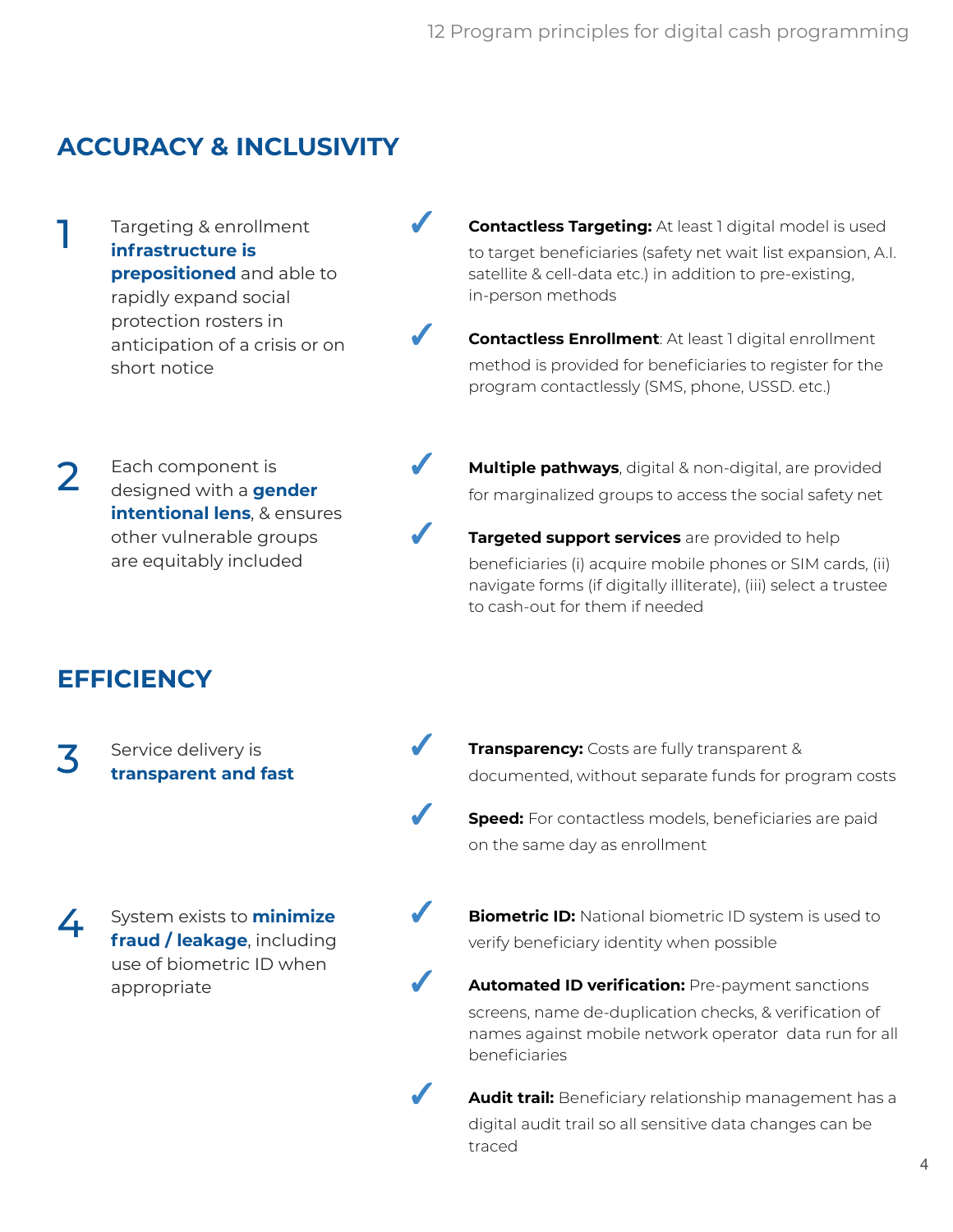## ACCURACY & INCLUSIVITY

**1** Targeting & enrollment **infrastructure is prepositioned** and able to rapidly expand social protection rosters in anticipation of a crisis or on short notice

- ✓ **Contactless Targeting:** At least 1 digital model is used to target beneficiaries (safety net wait list expansion, A.I. satellite & cell-data etc.) in addition to pre-existing, in-person methods
- ✓ **Contactless Enrollment**: At least 1 digital enrollment method is provided for beneficiaries to register for the program contactlessly (SMS, phone, USSD. etc.)

**2** Each component is designed with a **gender intentional lens**, & ensures other vulnerable groups are equitably included

- ✓ **Multiple pathways**, digital & non-digital, are provided for marginalized groups to access the social safety net
- ✓ **Targeted support services** are provided to help beneficiaries (i) acquire mobile phones or SIM cards, (ii) navigate forms (if digitally illiterate), (iii) select a trustee to cash-out for them if needed

## EFFICIENCY

**3** Service delivery is **transparent and fast**

- ✓ **Transparency:** Costs are fully transparent & documented, without separate funds for program costs
- ✓ **Speed:** For contactless models, beneficiaries are paid on the same day as enrollment

**4** System exists to **minimize fraud / leakage**, including use of biometric ID when appropriate

- ✓ **Biometric ID:** National biometric ID system is used to verify beneficiary identity when possible
- ✓ **Automated ID verification:** Pre-payment sanctions screens, name de-duplication checks, & verification of names against mobile network operator data run for all beneficiaries
- ✓ **Audit trail:** Beneficiary relationship management has a digital audit trail so all sensitive data changes can be traced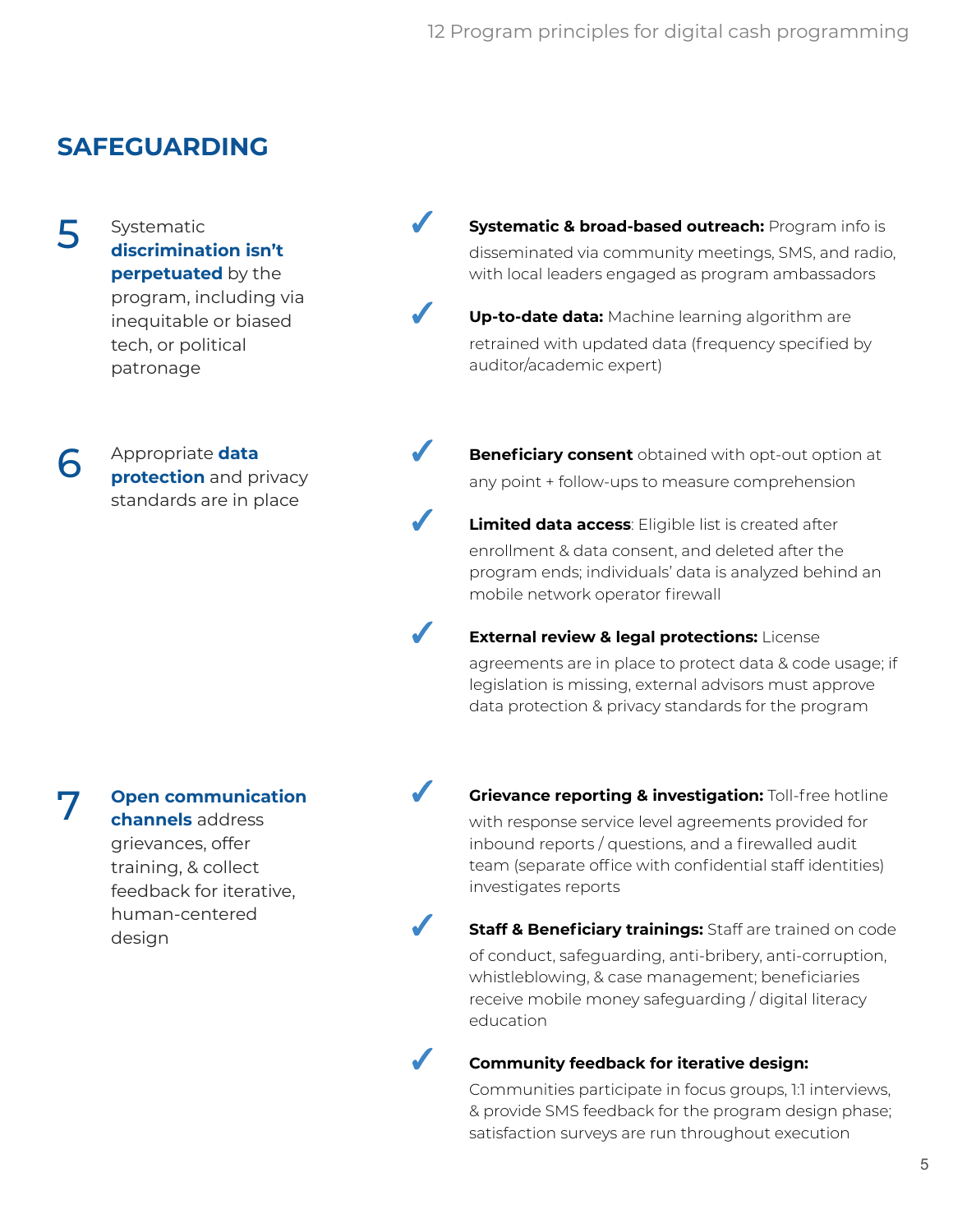## SAFEGUARDING

**5** Systematic **discrimination isn't perpetuated** by the program, including via inequitable or biased tech, or political patronage

- ✓ **Systematic & broad-based outreach:** Program info is disseminated via community meetings, SMS, and radio, with local leaders engaged as program ambassadors
- ✓ **Up-to-date data:** Machine learning algorithm are retrained with updated data (frequency specified by auditor/academic expert)

**6** Appropriate **data protection** and privacy standards are in place

- ✓ **Beneficiary consent** obtained with opt-out option at any point + follow-ups to measure comprehension
- ✓ **Limited data access**: Eligible list is created after enrollment & data consent, and deleted after the program ends; individuals' data is analyzed behind an mobile network operator firewall
- ✓ **External review & legal protections:** License agreements are in place to protect data & code usage; if legislation is missing, external advisors must approve data protection & privacy standards for the program

**7** **Open communication channels** address grievances, offer training, & collect feedback for iterative, human-centered design

- ✓ **Grievance reporting & investigation:** Toll-free hotline with response service level agreements provided for inbound reports / questions, and a firewalled audit team (separate office with confidential staff identities) investigates reports
- ✓ **Staff & Beneficiary trainings:** Staff are trained on code of conduct, safeguarding, anti-bribery, anti-corruption, whistleblowing, & case management; beneficiaries receive mobile money safeguarding / digital literacy education
- ✓ **Community feedback for iterative design:** Communities participate in focus groups, 1:1 interviews, & provide SMS feedback for the program design phase; satisfaction surveys are run throughout execution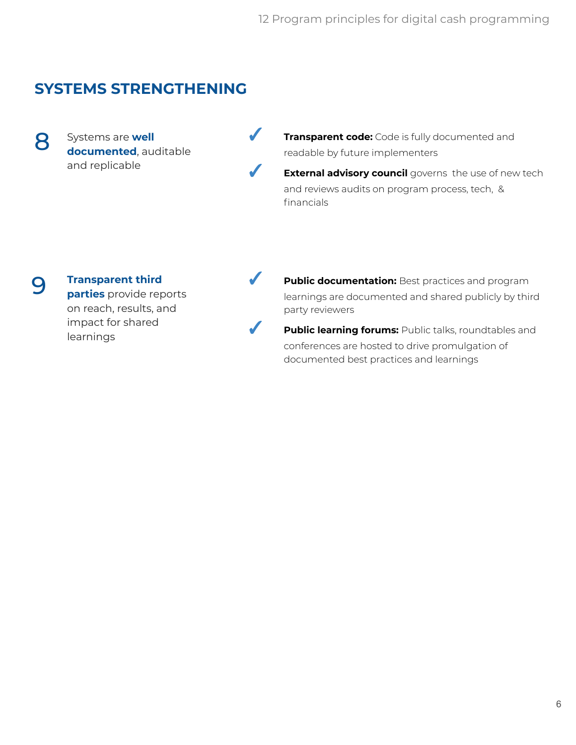## SYSTEMS STRENGTHENING

**8** Systems are **well documented**, auditable and replicable

- ✓ **Transparent code:** Code is fully documented and readable by future implementers
- ✓ **External advisory council** governs the use of new tech and reviews audits on program process, tech, & financials

**9** **Transparent third parties** provide reports on reach, results, and impact for shared learnings

- ✓ **Public documentation:** Best practices and program learnings are documented and shared publicly by third party reviewers
- ✓ **Public learning forums:** Public talks, roundtables and conferences are hosted to drive promulgation of documented best practices and learnings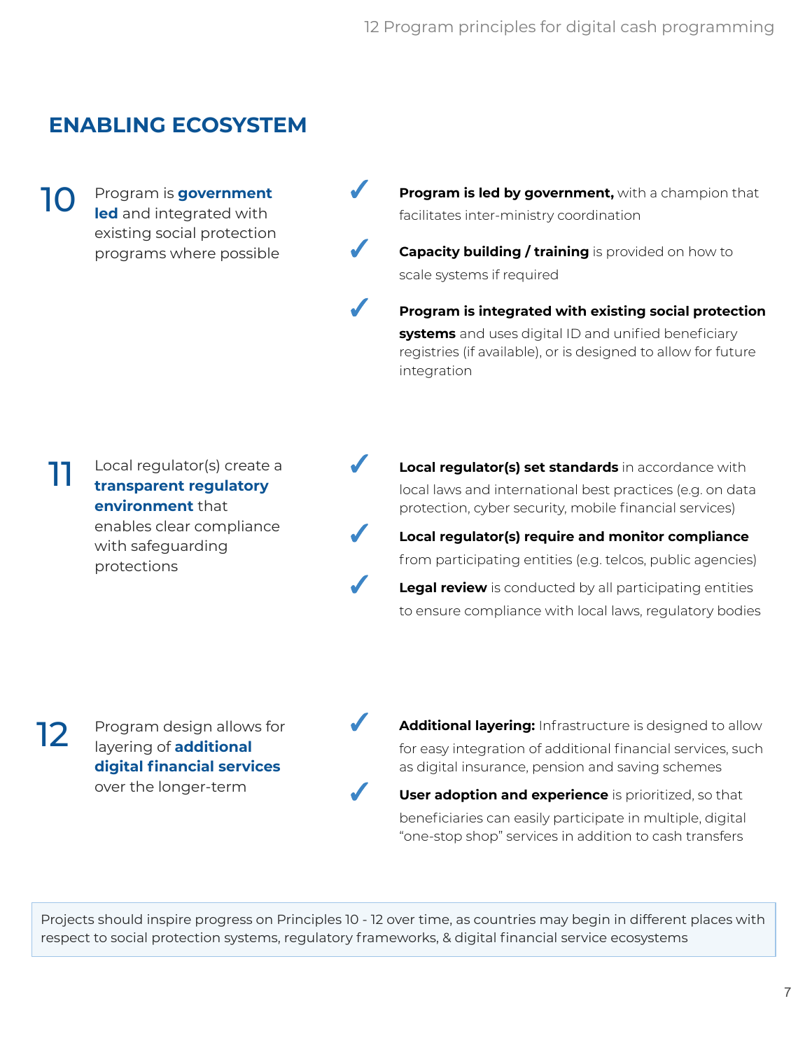## ENABLING ECOSYSTEM

**10** Program is **government led** and integrated with existing social protection programs where possible

- ✓ **Program is led by government,** with a champion that facilitates inter-ministry coordination
- ✓ **Capacity building / training** is provided on how to scale systems if required
- ✓ **Program is integrated with existing social protection systems** and uses digital ID and unified beneficiary registries (if available), or is designed to allow for future integration

**11** Local regulator(s) create a **transparent regulatory environment** that enables clear compliance with safeguarding protections

- ✓ **Local regulator(s) set standards** in accordance with local laws and international best practices (e.g. on data protection, cyber security, mobile financial services)
- ✓ **Local regulator(s) require and monitor compliance** from participating entities (e.g. telcos, public agencies)
- ✓ **Legal review** is conducted by all participating entities to ensure compliance with local laws, regulatory bodies

**12** Program design allows for layering of **additional digital financial services** over the longer-term

- ✓ **Additional layering:** Infrastructure is designed to allow for easy integration of additional financial services, such as digital insurance, pension and saving schemes
- ✓ **User adoption and experience** is prioritized, so that beneficiaries can easily participate in multiple, digital "one-stop shop" services in addition to cash transfers

Projects should inspire progress on Principles 10 - 12 over time, as countries may begin in different places with respect to social protection systems, regulatory frameworks, & digital financial service ecosystems